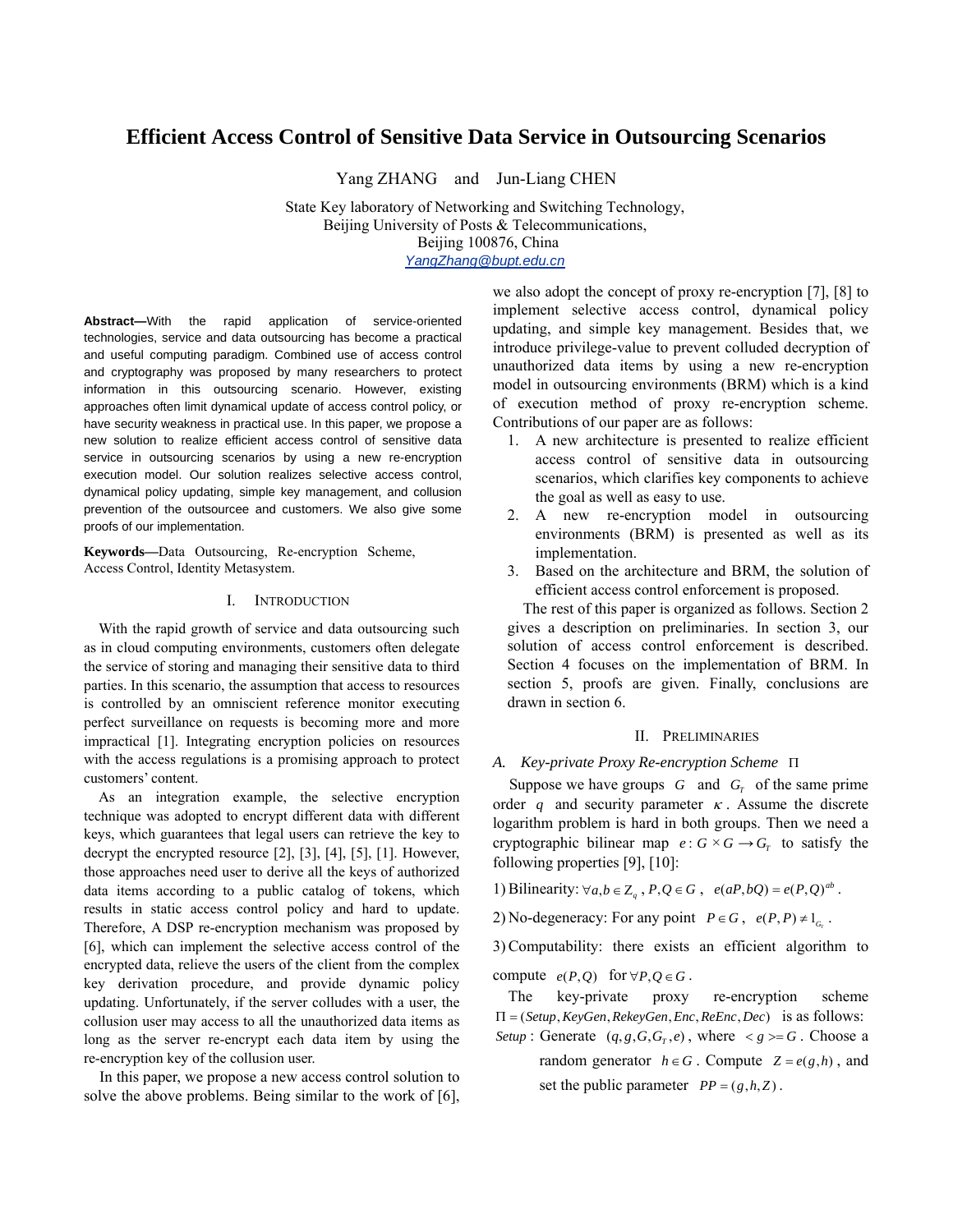# Efficient Access Control of Sensitive Data Service in Outsourcing Scenarios

Yang ZHANG and Jun-Liang CHEN

State Key laboratory of Networking and Switching Technology,
Beijing University of Posts & Telecommunications,
Beijing 100876, China
YangZhang@bupt.edu.cn

**Abstract—**With the rapid application of service-oriented technologies, service and data outsourcing has become a practical and useful computing paradigm. Combined use of access control and cryptography was proposed by many researchers to protect information in this outsourcing scenario. However, existing approaches often limit dynamical update of access control policy, or have security weakness in practical use. In this paper, we propose a new solution to realize efficient access control of sensitive data service in outsourcing scenarios by using a new re-encryption execution model. Our solution realizes selective access control, dynamical policy updating, simple key management, and collusion prevention of the outsourcee and customers. We also give some proofs of our implementation.

**Keywords—**Data Outsourcing, Re-encryption Scheme, Access Control, Identity Metasystem.

## I. INTRODUCTION

With the rapid growth of service and data outsourcing such as in cloud computing environments, customers often delegate the service of storing and managing their sensitive data to third parties. In this scenario, the assumption that access to resources is controlled by an omniscient reference monitor executing perfect surveillance on requests is becoming more and more impractical [1]. Integrating encryption policies on resources with the access regulations is a promising approach to protect customers' content.

As an integration example, the selective encryption technique was adopted to encrypt different data with different keys, which guarantees that legal users can retrieve the key to decrypt the encrypted resource [2], [3], [4], [5], [1]. However, those approaches need user to derive all the keys of authorized data items according to a public catalog of tokens, which results in static access control policy and hard to update. Therefore, A DSP re-encryption mechanism was proposed by [6], which can implement the selective access control of the encrypted data, relieve the users of the client from the complex key derivation procedure, and provide dynamic policy updating. Unfortunately, if the server colludes with a user, the collusion user may access to all the unauthorized data items as long as the server re-encrypt each data item by using the re-encryption key of the collusion user.

In this paper, we propose a new access control solution to solve the above problems. Being similar to the work of [6], we also adopt the concept of proxy re-encryption [7], [8] to implement selective access control, dynamical policy updating, and simple key management. Besides that, we introduce privilege-value to prevent colluded decryption of unauthorized data items by using a new re-encryption model in outsourcing environments (BRM) which is a kind of execution method of proxy re-encryption scheme. Contributions of our paper are as follows:

1. A new architecture is presented to realize efficient access control of sensitive data in outsourcing scenarios, which clarifies key components to achieve the goal as well as easy to use.
2. A new re-encryption model in outsourcing environments (BRM) is presented as well as its implementation.
3. Based on the architecture and BRM, the solution of efficient access control enforcement is proposed.

The rest of this paper is organized as follows. Section 2 gives a description on preliminaries. In section 3, our solution of access control enforcement is described. Section 4 focuses on the implementation of BRM. In section 5, proofs are given. Finally, conclusions are drawn in section 6.

## II. PRELIMINARIES

### A. *Key-private Proxy Re-encryption Scheme* $\Pi$

Suppose we have groups $G$ and $G_T$ of the same prime order $q$ and security parameter $\kappa$. Assume the discrete logarithm problem is hard in both groups. Then we need a cryptographic bilinear map $e: G \times G \rightarrow G_T$ to satisfy the following properties [9], [10]:

1) Bilinearity: $\forall a,b \in Z_q$, $P,Q \in G$, $e(aP,bQ) = e(P,Q)^{ab}$.

2) No-degeneracy: For any point $P \in G$, $e(P,P) \neq 1_{G_T}$.

3) Computability: there exists an efficient algorithm to compute $e(P,Q)$ for $\forall P,Q \in G$.

The key-private proxy re-encryption scheme $\Pi = (Setup, KeyGen, RekeyGen, Enc, ReEnc, Dec)$ is as follows:

*Setup*: Generate $(q, g, G, G_T, e)$, where $<g> = G$. Choose a random generator $h \in G$. Compute $Z = e(g,h)$, and set the public parameter $PP = (g,h,Z)$.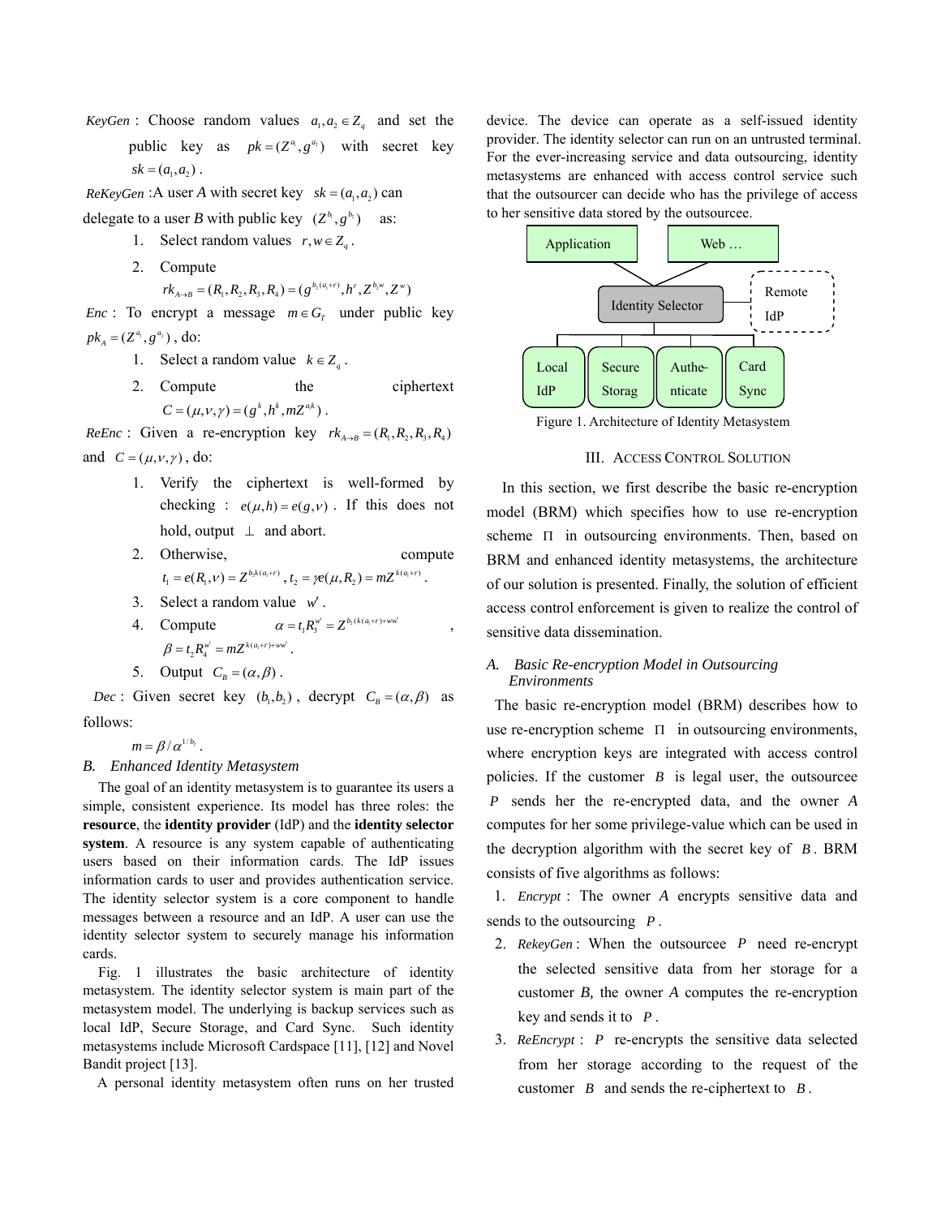*KeyGen* : Choose random values $a_1, a_2 \in Z_q$ and set the public key as $pk = (Z^{a_1}, g^{a_2})$ with secret key $sk = (a_1, a_2)$.

*ReKeyGen* :A user *A* with secret key $sk = (a_1, a_2)$ can delegate to a user *B* with public key $(Z^{b_1}, g^{b_2})$ as:

1. Select random values $r, w \in Z_q$.
2. Compute $rk_{A \to B} = (R_1, R_2, R_3, R_4) = (g^{b_2(a_1+r)}, h^r, Z^{b_1 w}, Z^w)$

*Enc* : To encrypt a message $m \in G_T$ under public key $pk_A = (Z^{a_1}, g^{a_2})$, do:

1. Select a random value $k \in Z_q$.
2. Compute the ciphertext $C = (\mu, \nu, \gamma) = (g^k, h^k, mZ^{a_1 k})$.

*ReEnc* : Given a re-encryption key $rk_{A \to B} = (R_1, R_2, R_3, R_4)$ and $C = (\mu, \nu, \gamma)$, do:

1. Verify the ciphertext is well-formed by checking : $e(\mu, h) = e(g, \nu)$. If this does not hold, output $\perp$ and abort.
2. Otherwise, compute $t_1 = e(R_1, \nu) = Z^{b_2 k(a_1+r)}$, $t_2 = \gamma e(\mu, R_2) = mZ^{k(a_1+r)}$.
3. Select a random value $w'$.
4. Compute $\alpha = t_1 R_3^{w'} = Z^{b_1(k(a_1+r)+ww'}$, $\beta = t_2 R_4^{w'} = mZ^{k(a_1+r)+ww'}$.
5. Output $C_B = (\alpha, \beta)$.

*Dec* : Given secret key $(b_1, b_2)$, decrypt $C_B = (\alpha, \beta)$ as follows:

$m = \beta / \alpha^{1/b_1}$.

### B. Enhanced Identity Metasystem

The goal of an identity metasystem is to guarantee its users a simple, consistent experience. Its model has three roles: the **resource**, the **identity provider** (IdP) and the **identity selector system**. A resource is any system capable of authenticating users based on their information cards. The IdP issues information cards to user and provides authentication service. The identity selector system is a core component to handle messages between a resource and an IdP. A user can use the identity selector system to securely manage his information cards.

Fig. 1 illustrates the basic architecture of identity metasystem. The identity selector system is main part of the metasystem model. The underlying is backup services such as local IdP, Secure Storage, and Card Sync. Such identity metasystems include Microsoft Cardspace [11], [12] and Novel Bandit project [13].

A personal identity metasystem often runs on her trusted device. The device can operate as a self-issued identity provider. The identity selector can run on an untrusted terminal. For the ever-increasing service and data outsourcing, identity metasystems are enhanced with access control service such that the outsourcer can decide who has the privilege of access to her sensitive data stored by the outsourcee.

Application | Web … | Identity Selector | Remote IdP | Local IdP | Secure Storag | Authe-nticate | Card Sync

Figure 1. Architecture of Identity Metasystem

## III. Access Control Solution

In this section, we first describe the basic re-encryption model (BRM) which specifies how to use re-encryption scheme $\Pi$ in outsourcing environments. Then, based on BRM and enhanced identity metasystems, the architecture of our solution is presented. Finally, the solution of efficient access control enforcement is given to realize the control of sensitive data dissemination.

### A. Basic Re-encryption Model in Outsourcing Environments

The basic re-encryption model (BRM) describes how to use re-encryption scheme $\Pi$ in outsourcing environments, where encryption keys are integrated with access control policies. If the customer $B$ is legal user, the outsourcee $P$ sends her the re-encrypted data, and the owner $A$ computes for her some privilege-value which can be used in the decryption algorithm with the secret key of $B$. BRM consists of five algorithms as follows:

1. *Encrypt* : The owner $A$ encrypts sensitive data and sends to the outsourcing $P$.
2. *RekeyGen* : When the outsourcee $P$ need re-encrypt the selected sensitive data from her storage for a customer *B,* the owner *A* computes the re-encryption key and sends it to $P$.
3. *ReEncrypt* : $P$ re-encrypts the sensitive data selected from her storage according to the request of the customer $B$ and sends the re-ciphertext to $B$.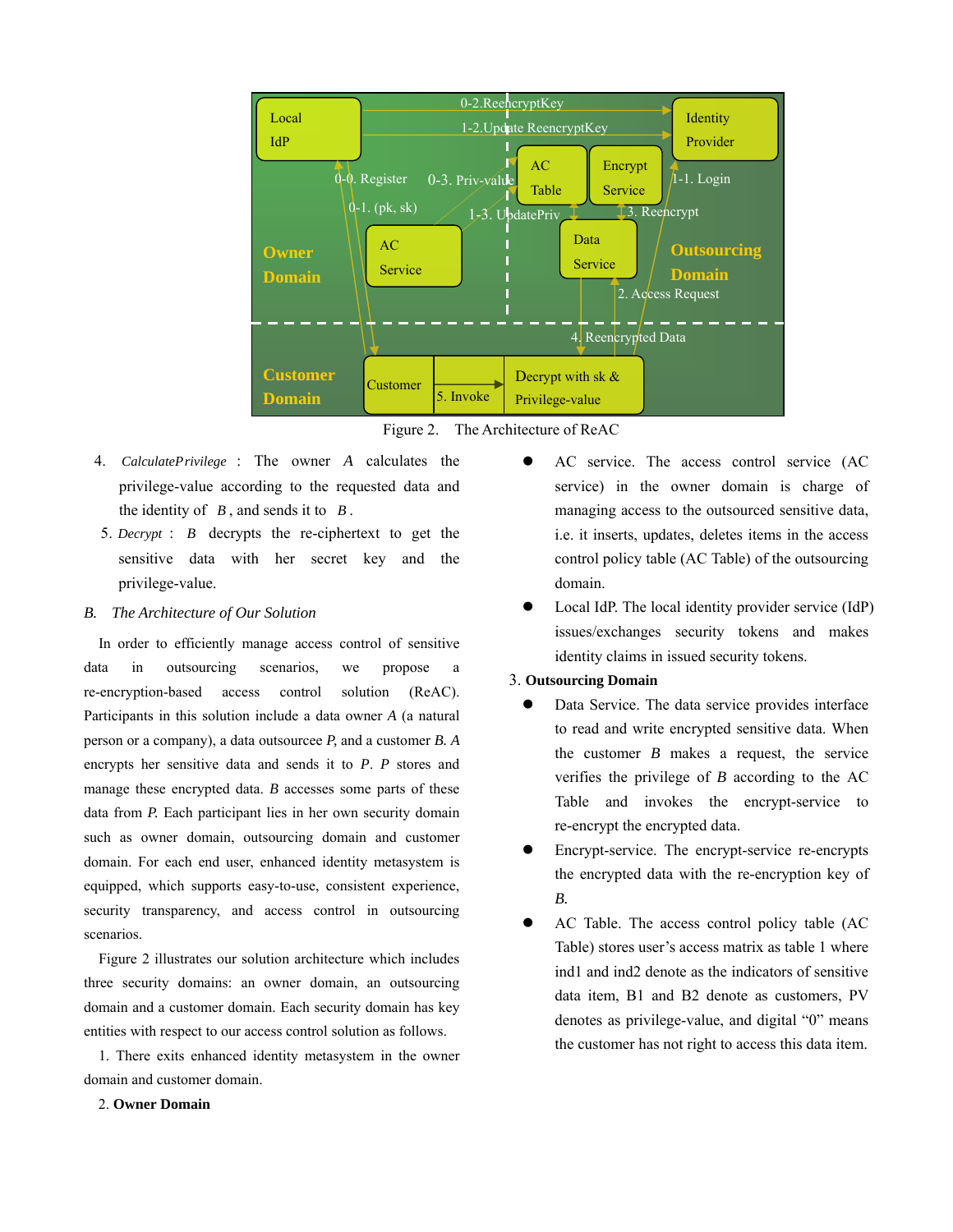Figure 2. The Architecture of ReAC

4. *CalculatePrivilege* : The owner $A$ calculates the privilege-value according to the requested data and the identity of $B$, and sends it to $B$.

5. *Decrypt* : $B$ decrypts the re-ciphertext to get the sensitive data with her secret key and the privilege-value.

## B. The Architecture of Our Solution

In order to efficiently manage access control of sensitive data in outsourcing scenarios, we propose a re-encryption-based access control solution (ReAC). Participants in this solution include a data owner *A* (a natural person or a company), a data outsourcee *P,* and a customer *B. A* encrypts her sensitive data and sends it to *P*. *P* stores and manage these encrypted data. *B* accesses some parts of these data from *P.* Each participant lies in her own security domain such as owner domain, outsourcing domain and customer domain. For each end user, enhanced identity metasystem is equipped, which supports easy-to-use, consistent experience, security transparency, and access control in outsourcing scenarios.

Figure 2 illustrates our solution architecture which includes three security domains: an owner domain, an outsourcing domain and a customer domain. Each security domain has key entities with respect to our access control solution as follows.

1. There exits enhanced identity metasystem in the owner domain and customer domain.

2. **Owner Domain**

- AC service. The access control service (AC service) in the owner domain is charge of managing access to the outsourced sensitive data, i.e. it inserts, updates, deletes items in the access control policy table (AC Table) of the outsourcing domain.
- Local IdP. The local identity provider service (IdP) issues/exchanges security tokens and makes identity claims in issued security tokens.

3. **Outsourcing Domain**

- Data Service. The data service provides interface to read and write encrypted sensitive data. When the customer *B* makes a request, the service verifies the privilege of *B* according to the AC Table and invokes the encrypt-service to re-encrypt the encrypted data.
- Encrypt-service. The encrypt-service re-encrypts the encrypted data with the re-encryption key of *B.*
- AC Table. The access control policy table (AC Table) stores user's access matrix as table 1 where ind1 and ind2 denote as the indicators of sensitive data item, B1 and B2 denote as customers, PV denotes as privilege-value, and digital "0" means the customer has not right to access this data item.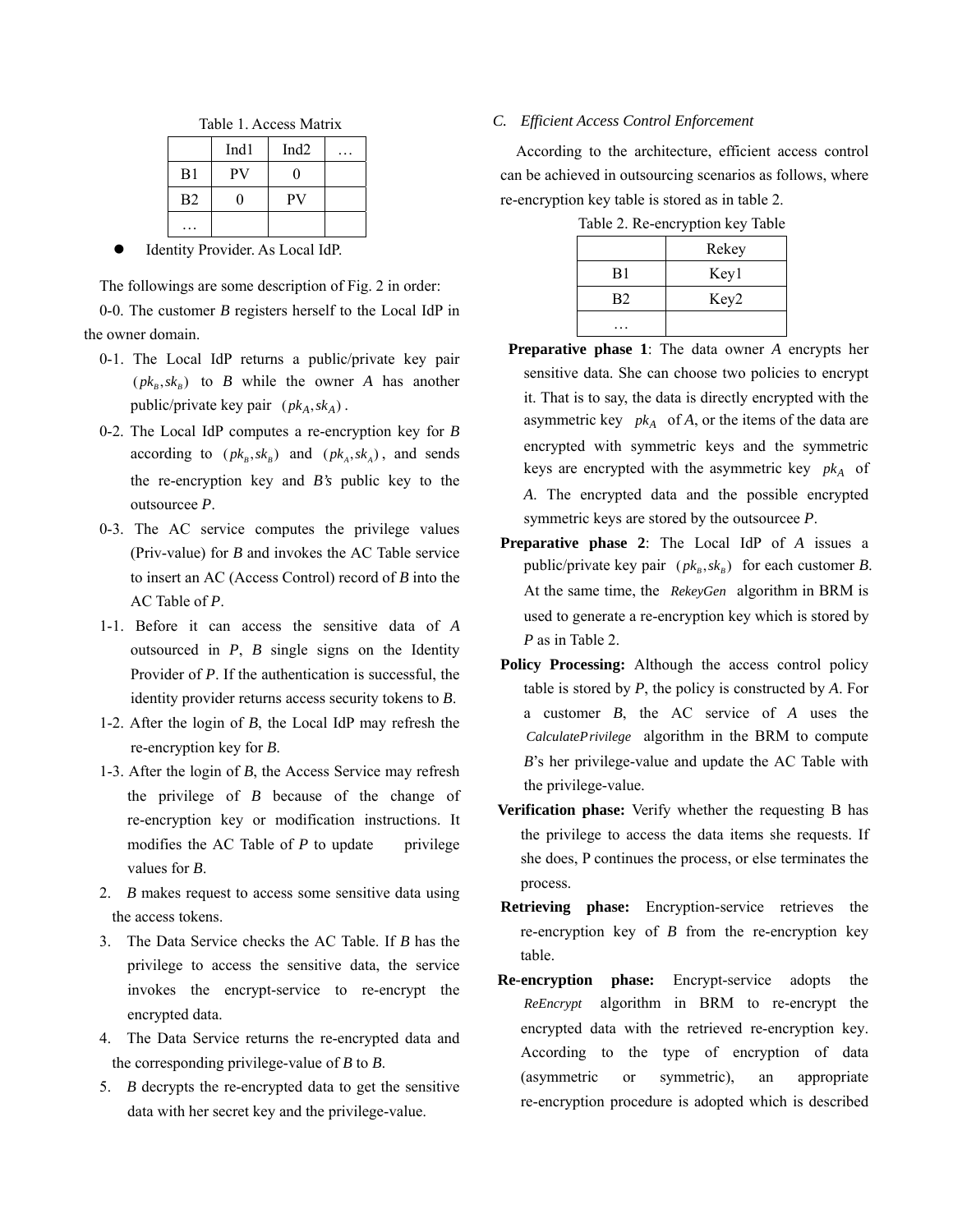Table 1. Access Matrix

| | Ind1 | Ind2 | … |
|---|---|---|---|
| B1 | PV | 0 | |
| B2 | 0 | PV | |
| … | | | |

- Identity Provider. As Local IdP.

The followings are some description of Fig. 2 in order:

0-0. The customer *B* registers herself to the Local IdP in the owner domain.

0-1. The Local IdP returns a public/private key pair $(pk_B, sk_B)$ to *B* while the owner *A* has another public/private key pair $(pk_A, sk_A)$.

0-2. The Local IdP computes a re-encryption key for *B* according to $(pk_B, sk_B)$ and $(pk_A, sk_A)$, and sends the re-encryption key and *B's* public key to the outsourcee *P*.

0-3. The AC service computes the privilege values (Priv-value) for *B* and invokes the AC Table service to insert an AC (Access Control) record of *B* into the AC Table of *P*.

1-1. Before it can access the sensitive data of *A* outsourced in *P*, *B* single signs on the Identity Provider of *P*. If the authentication is successful, the identity provider returns access security tokens to *B*.

1-2. After the login of *B*, the Local IdP may refresh the re-encryption key for *B*.

1-3. After the login of *B*, the Access Service may refresh the privilege of *B* because of the change of re-encryption key or modification instructions. It modifies the AC Table of *P* to update privilege values for *B*.

2. *B* makes request to access some sensitive data using the access tokens.

3. The Data Service checks the AC Table. If *B* has the privilege to access the sensitive data, the service invokes the encrypt-service to re-encrypt the encrypted data.

4. The Data Service returns the re-encrypted data and the corresponding privilege-value of *B* to *B*.

5. *B* decrypts the re-encrypted data to get the sensitive data with her secret key and the privilege-value.

### C. Efficient Access Control Enforcement

According to the architecture, efficient access control can be achieved in outsourcing scenarios as follows, where re-encryption key table is stored as in table 2.

Table 2. Re-encryption key Table

| | Rekey |
|---|---|
| B1 | Key1 |
| B2 | Key2 |
| … | |

**Preparative phase 1**: The data owner *A* encrypts her sensitive data. She can choose two policies to encrypt it. That is to say, the data is directly encrypted with the asymmetric key $pk_A$ of *A*, or the items of the data are encrypted with symmetric keys and the symmetric keys are encrypted with the asymmetric key $pk_A$ of *A*. The encrypted data and the possible encrypted symmetric keys are stored by the outsourcee *P*.

**Preparative phase 2**: The Local IdP of *A* issues a public/private key pair $(pk_B, sk_B)$ for each customer *B*. At the same time, the *RekeyGen* algorithm in BRM is used to generate a re-encryption key which is stored by *P* as in Table 2.

**Policy Processing:** Although the access control policy table is stored by *P*, the policy is constructed by *A*. For a customer *B*, the AC service of *A* uses the *CalculatePrivilege* algorithm in the BRM to compute *B*'s her privilege-value and update the AC Table with the privilege-value.

**Verification phase:** Verify whether the requesting B has the privilege to access the data items she requests. If she does, P continues the process, or else terminates the process.

**Retrieving phase:** Encryption-service retrieves the re-encryption key of *B* from the re-encryption key table.

**Re-encryption phase:** Encrypt-service adopts the *ReEncrypt* algorithm in BRM to re-encrypt the encrypted data with the retrieved re-encryption key. According to the type of encryption of data (asymmetric or symmetric), an appropriate re-encryption procedure is adopted which is described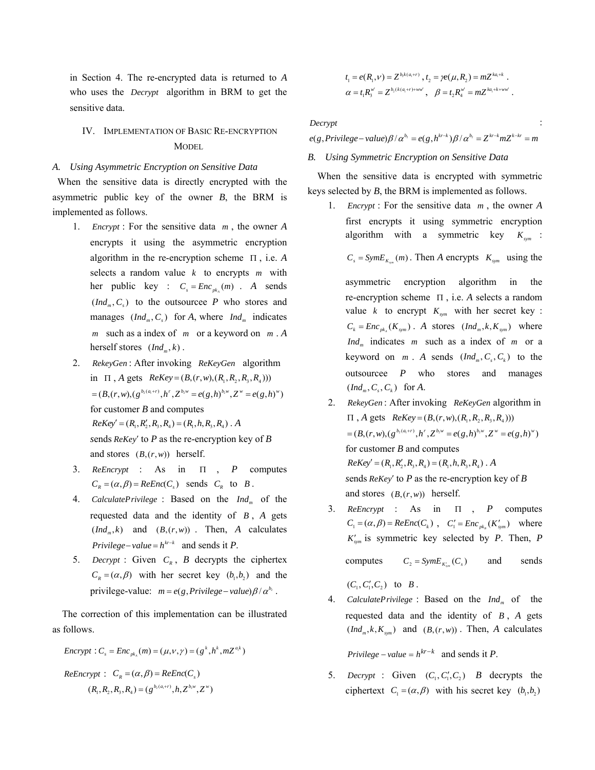in Section 4. The re-encrypted data is returned to $A$ who uses the $Decrypt$ algorithm in BRM to get the sensitive data.

## IV. Implementation of Basic Re-encryption Model

### A. Using Asymmetric Encryption on Sensitive Data

When the sensitive data is directly encrypted with the asymmetric public key of the owner $B$, the BRM is implemented as follows.

1. $Encrypt$ : For the sensitive data $m$ , the owner $A$ encrypts it using the asymmetric encryption algorithm in the re-encryption scheme $\Pi$ , i.e. $A$ selects a random value $k$ to encrypts $m$ with her public key : $C_s = Enc_{pk_A}(m)$ . $A$ sends $(Ind_m, C_s)$ to the outsourcee $P$ who stores and manages $(Ind_m, C_s)$ for $A$, where $Ind_m$ indicates $m$ such as a index of $m$ or a keyword on $m$ . $A$ herself stores $(Ind_m, k)$ .
2. $RekeyGen$ : After invoking $ReKeyGen$ algorithm in $\Pi$ , $A$ gets $ReKey = (B,(r,w),(R_1,R_2,R_3,R_4))$ $= (B,(r,w),(g^{b_2(a_1+r)}, h^r, Z^{b_2 w} = e(g,h)^{b_2 w}, Z^w = e(g,h)^w)$ for customer $B$ and computes $ReKey' = (R_1, R_2', R_3, R_4) = (R_1, h, R_3, R_4)$ . $A$ sends $ReKey'$ to $P$ as the re-encryption key of $B$ and stores $(B,(r,w))$ herself.
3. $ReEncrypt$ : As in $\Pi$ , $P$ computes $C_R = (\alpha, \beta) = ReEnc(C_s)$ sends $C_R$ to $B$ .
4. $CalculatePrivilege$ : Based on the $Ind_m$ of the requested data and the identity of $B$ , $A$ gets $(Ind_m, k)$ and $(B,(r,w))$ . Then, $A$ calculates $Privilege-value = h^{kr-k}$ and sends it $P$.
5. $Decrypt$ : Given $C_R$ , $B$ decrypts the ciphertex $C_R = (\alpha, \beta)$ with her secret key $(b_1, b_2)$ and the privilege-value: $m = e(g, Privilege-value)\beta / \alpha^{b_2}$ .

The correction of this implementation can be illustrated as follows.

$Encrypt$ : $C_s = Enc_{pk_A}(m) = (\mu, \nu, \gamma) = (g^k, h^k, mZ^{a_1 k})$

$ReEncrypt$ : $C_R = (\alpha, \beta) = ReEnc(C_s)$

$$(R_1, R_2, R_3, R_4) = (g^{b_2(a_1+r)}, h, Z^{b_2 w}, Z^w)$$

$$t_1 = e(R_1, \nu) = Z^{b_2 k(a_1+r)}, \ t_2 = \gamma e(\mu, R_2) = mZ^{ka_1+k} .$$

$$\alpha = t_1 R_3^{w'} = Z^{b_2(k(a_1+r)+ww')}, \quad \beta = t_2 R_4^{w'} = mZ^{ka_1+k+ww'} .$$

$Decrypt$ :

$$e(g, Privilege-value)\beta / \alpha^{b_2} = e(g, h^{kr-k})\beta / \alpha^{b_2} = Z^{kr-k} mZ^{k-kr} = m$$

### B. Using Symmetric Encryption on Sensitive Data

When the sensitive data is encrypted with symmetric keys selected by $B$, the BRM is implemented as follows.

1. $Encrypt$ : For the sensitive data $m$ , the owner $A$ first encrypts it using symmetric encryption algorithm with a symmetric key $K_{sym}$ : $C_s = SymE_{K_{sym}}(m)$ . Then $A$ encrypts $K_{sym}$ using the asymmetric encryption algorithm in the re-encryption scheme $\Pi$ , i.e. $A$ selects a random value $k$ to encrypt $K_{sym}$ with her secret key : $C_k = Enc_{pk_A}(K_{sym})$ . $A$ stores $(Ind_m, k, K_{sym})$ where $Ind_m$ indicates $m$ such as a index of $m$ or a keyword on $m$ . $A$ sends $(Ind_m, C_s, C_k)$ to the outsourcee $P$ who stores and manages $(Ind_m, C_s, C_k)$ for $A$.
2. $RekeyGen$ : After invoking $ReKeyGen$ algorithm in $\Pi$ , $A$ gets $ReKey = (B,(r,w),(R_1,R_2,R_3,R_4))$ $= (B,(r,w),(g^{b_2(a_1+r)}, h^r, Z^{b_2 w} = e(g,h)^{b_2 w}, Z^w = e(g,h)^w)$ for customer $B$ and computes $ReKey' = (R_1, R_2', R_3, R_4) = (R_1, h, R_3, R_4)$ . $A$ sends $ReKey'$ to $P$ as the re-encryption key of $B$ and stores $(B,(r,w))$ herself.
3. $ReEncrypt$ : As in $\Pi$ , $P$ computes $C_1 = (\alpha, \beta) = ReEnc(C_k)$ , $C_1' = Enc_{pk_B}(K_{sym}')$ where $K_{sym}'$ is symmetric key selected by $P$. Then, $P$ computes $C_2 = SymE_{K_{sym}'}(C_s)$ and sends $(C_1, C_1', C_2)$ to $B$ .
4. $CalculatePrivilege$ : Based on the $Ind_m$ of the requested data and the identity of $B$ , $A$ gets $(Ind_m, k, K_{sym})$ and $(B,(r,w))$ . Then, $A$ calculates $Privilege-value = h^{kr-k}$ and sends it $P$.
5. $Decrypt$ : Given $(C_1, C_1', C_2)$ $B$ decrypts the ciphertext $C_1 = (\alpha, \beta)$ with his secret key $(b_1, b_2)$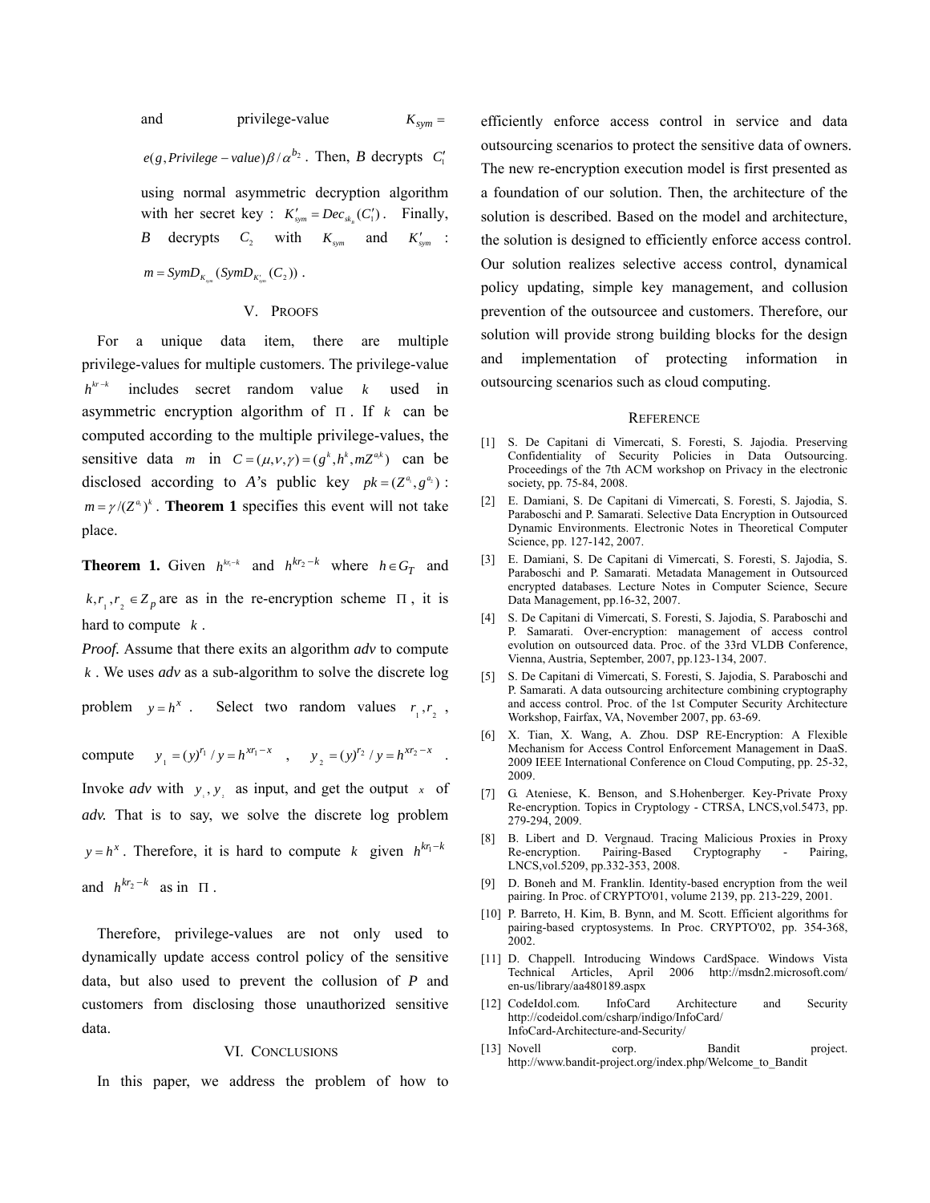and privilege-value $K_{sym} = e(g, Privilege-value)\beta / \alpha^{b_2}$. Then, $B$ decrypts $C_1'$ using normal asymmetric decryption algorithm with her secret key : $K_{sym}' = Dec_{sk_B}(C_1')$. Finally, $B$ decrypts $C_2$ with $K_{sym}$ and $K_{sym}'$ : $m = SymD_{K_{sym}}(SymD_{K_{sym}'}(C_2))$.

## V. PROOFS

For a unique data item, there are multiple privilege-values for multiple customers. The privilege-value $h^{kr-k}$ includes secret random value $k$ used in asymmetric encryption algorithm of $\Pi$. If $k$ can be computed according to the multiple privilege-values, the sensitive data $m$ in $C = (\mu, \nu, \gamma) = (g^k, h^k, mZ^{a_1 k})$ can be disclosed according to $A$'s public key $pk = (Z^{a_1}, g^{a_2})$ : $m = \gamma / (Z^{a_1})^k$. **Theorem 1** specifies this event will not take place.

**Theorem 1.** Given $h^{kr_1-k}$ and $h^{kr_2-k}$ where $h \in G_T$ and $k, r_1, r_2 \in Z_p$ are as in the re-encryption scheme $\Pi$, it is hard to compute $k$.

*Proof.* Assume that there exits an algorithm *adv* to compute $k$. We uses *adv* as a sub-algorithm to solve the discrete log problem $y = h^x$. Select two random values $r_1, r_2$, compute $y_1 = (y)^{r_1} / y = h^{xr_1 - x}$, $y_2 = (y)^{r_2} / y = h^{xr_2 - x}$. Invoke *adv* with $y_1, y_2$ as input, and get the output $x$ of *adv.* That is to say, we solve the discrete log problem $y = h^x$. Therefore, it is hard to compute $k$ given $h^{kr_1-k}$ and $h^{kr_2-k}$ as in $\Pi$.

Therefore, privilege-values are not only used to dynamically update access control policy of the sensitive data, but also used to prevent the collusion of $P$ and customers from disclosing those unauthorized sensitive data.

## VI. CONCLUSIONS

In this paper, we address the problem of how to efficiently enforce access control in service and data outsourcing scenarios to protect the sensitive data of owners. The new re-encryption execution model is first presented as a foundation of our solution. Then, the architecture of the solution is described. Based on the model and architecture, the solution is designed to efficiently enforce access control. Our solution realizes selective access control, dynamical policy updating, simple key management, and collusion prevention of the outsourcee and customers. Therefore, our solution will provide strong building blocks for the design and implementation of protecting information in outsourcing scenarios such as cloud computing.

## REFERENCE

[1] S. De Capitani di Vimercati, S. Foresti, S. Jajodia. Preserving Confidentiality of Security Policies in Data Outsourcing. Proceedings of the 7th ACM workshop on Privacy in the electronic society, pp. 75-84, 2008.

[2] E. Damiani, S. De Capitani di Vimercati, S. Foresti, S. Jajodia, S. Paraboschi and P. Samarati. Selective Data Encryption in Outsourced Dynamic Environments. Electronic Notes in Theoretical Computer Science, pp. 127-142, 2007.

[3] E. Damiani, S. De Capitani di Vimercati, S. Foresti, S. Jajodia, S. Paraboschi and P. Samarati. Metadata Management in Outsourced encrypted databases. Lecture Notes in Computer Science, Secure Data Management, pp.16-32, 2007.

[4] S. De Capitani di Vimercati, S. Foresti, S. Jajodia, S. Paraboschi and P. Samarati. Over-encryption: management of access control evolution on outsourced data. Proc. of the 33rd VLDB Conference, Vienna, Austria, September, 2007, pp.123-134, 2007.

[5] S. De Capitani di Vimercati, S. Foresti, S. Jajodia, S. Paraboschi and P. Samarati. A data outsourcing architecture combining cryptography and access control. Proc. of the 1st Computer Security Architecture Workshop, Fairfax, VA, November 2007, pp. 63-69.

[6] X. Tian, X. Wang, A. Zhou. DSP RE-Encryption: A Flexible Mechanism for Access Control Enforcement Management in DaaS. 2009 IEEE International Conference on Cloud Computing, pp. 25-32, 2009.

[7] G. Ateniese, K. Benson, and S.Hohenberger. Key-Private Proxy Re-encryption. Topics in Cryptology - CTRSA, LNCS,vol.5473, pp. 279-294, 2009.

[8] B. Libert and D. Vergnaud. Tracing Malicious Proxies in Proxy Re-encryption. Pairing-Based Cryptography - Pairing, LNCS,vol.5209, pp.332-353, 2008.

[9] D. Boneh and M. Franklin. Identity-based encryption from the weil pairing. In Proc. of CRYPTO'01, volume 2139, pp. 213-229, 2001.

[10] P. Barreto, H. Kim, B. Bynn, and M. Scott. Efficient algorithms for pairing-based cryptosystems. In Proc. CRYPTO'02, pp. 354-368, 2002.

[11] D. Chappell. Introducing Windows CardSpace. Windows Vista Technical Articles, April 2006 http://msdn2.microsoft.com/en-us/library/aa480189.aspx

[12] CodeIdol.com. InfoCard Architecture and Security http://codeidol.com/csharp/indigo/InfoCard/InfoCard-Architecture-and-Security/

[13] Novell corp. Bandit project. http://www.bandit-project.org/index.php/Welcome_to_Bandit